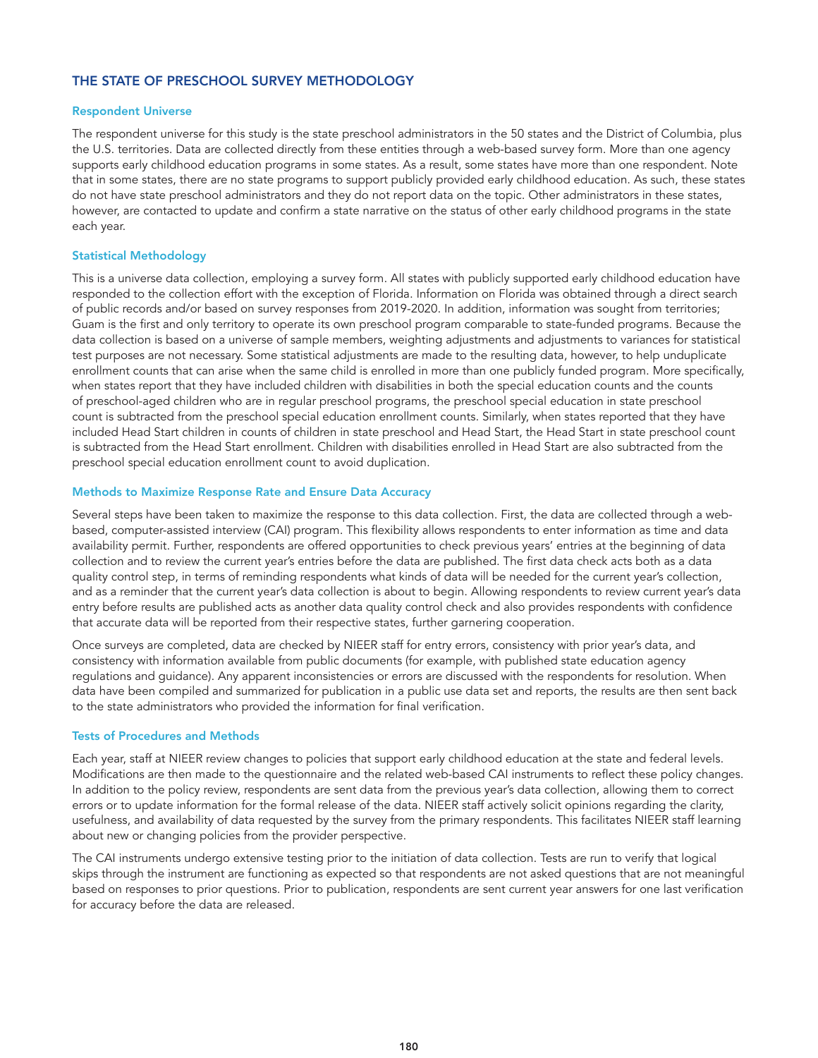# THE STATE OF PRESCHOOL SURVEY METHODOLOGY

## Respondent Universe

The respondent universe for this study is the state preschool administrators in the 50 states and the District of Columbia, plus the U.S. territories. Data are collected directly from these entities through a web-based survey form. More than one agency supports early childhood education programs in some states. As a result, some states have more than one respondent. Note that in some states, there are no state programs to support publicly provided early childhood education. As such, these states do not have state preschool administrators and they do not report data on the topic. Other administrators in these states, however, are contacted to update and confirm a state narrative on the status of other early childhood programs in the state each year.

## Statistical Methodology

This is a universe data collection, employing a survey form. All states with publicly supported early childhood education have responded to the collection effort with the exception of Florida. Information on Florida was obtained through a direct search of public records and/or based on survey responses from 2019-2020. In addition, information was sought from territories; Guam is the first and only territory to operate its own preschool program comparable to state-funded programs. Because the data collection is based on a universe of sample members, weighting adjustments and adjustments to variances for statistical test purposes are not necessary. Some statistical adjustments are made to the resulting data, however, to help unduplicate enrollment counts that can arise when the same child is enrolled in more than one publicly funded program. More specifically, when states report that they have included children with disabilities in both the special education counts and the counts of preschool-aged children who are in regular preschool programs, the preschool special education in state preschool count is subtracted from the preschool special education enrollment counts. Similarly, when states reported that they have included Head Start children in counts of children in state preschool and Head Start, the Head Start in state preschool count is subtracted from the Head Start enrollment. Children with disabilities enrolled in Head Start are also subtracted from the preschool special education enrollment count to avoid duplication.

## Methods to Maximize Response Rate and Ensure Data Accuracy

Several steps have been taken to maximize the response to this data collection. First, the data are collected through a web-based, computer-assisted interview (CAI) program. This flexibility allows respondents to enter information as time and data availability permit. Further, respondents are offered opportunities to check previous years' entries at the beginning of data collection and to review the current year's entries before the data are published. The first data check acts both as a data quality control step, in terms of reminding respondents what kinds of data will be needed for the current year's collection, and as a reminder that the current year's data collection is about to begin. Allowing respondents to review current year's data entry before results are published acts as another data quality control check and also provides respondents with confidence that accurate data will be reported from their respective states, further garnering cooperation.

Once surveys are completed, data are checked by NIEER staff for entry errors, consistency with prior year's data, and consistency with information available from public documents (for example, with published state education agency regulations and guidance). Any apparent inconsistencies or errors are discussed with the respondents for resolution. When data have been compiled and summarized for publication in a public use data set and reports, the results are then sent back to the state administrators who provided the information for final verification.

## Tests of Procedures and Methods

Each year, staff at NIEER review changes to policies that support early childhood education at the state and federal levels. Modifications are then made to the questionnaire and the related web-based CAI instruments to reflect these policy changes. In addition to the policy review, respondents are sent data from the previous year's data collection, allowing them to correct errors or to update information for the formal release of the data. NIEER staff actively solicit opinions regarding the clarity, usefulness, and availability of data requested by the survey from the primary respondents. This facilitates NIEER staff learning about new or changing policies from the provider perspective.

The CAI instruments undergo extensive testing prior to the initiation of data collection. Tests are run to verify that logical skips through the instrument are functioning as expected so that respondents are not asked questions that are not meaningful based on responses to prior questions. Prior to publication, respondents are sent current year answers for one last verification for accuracy before the data are released.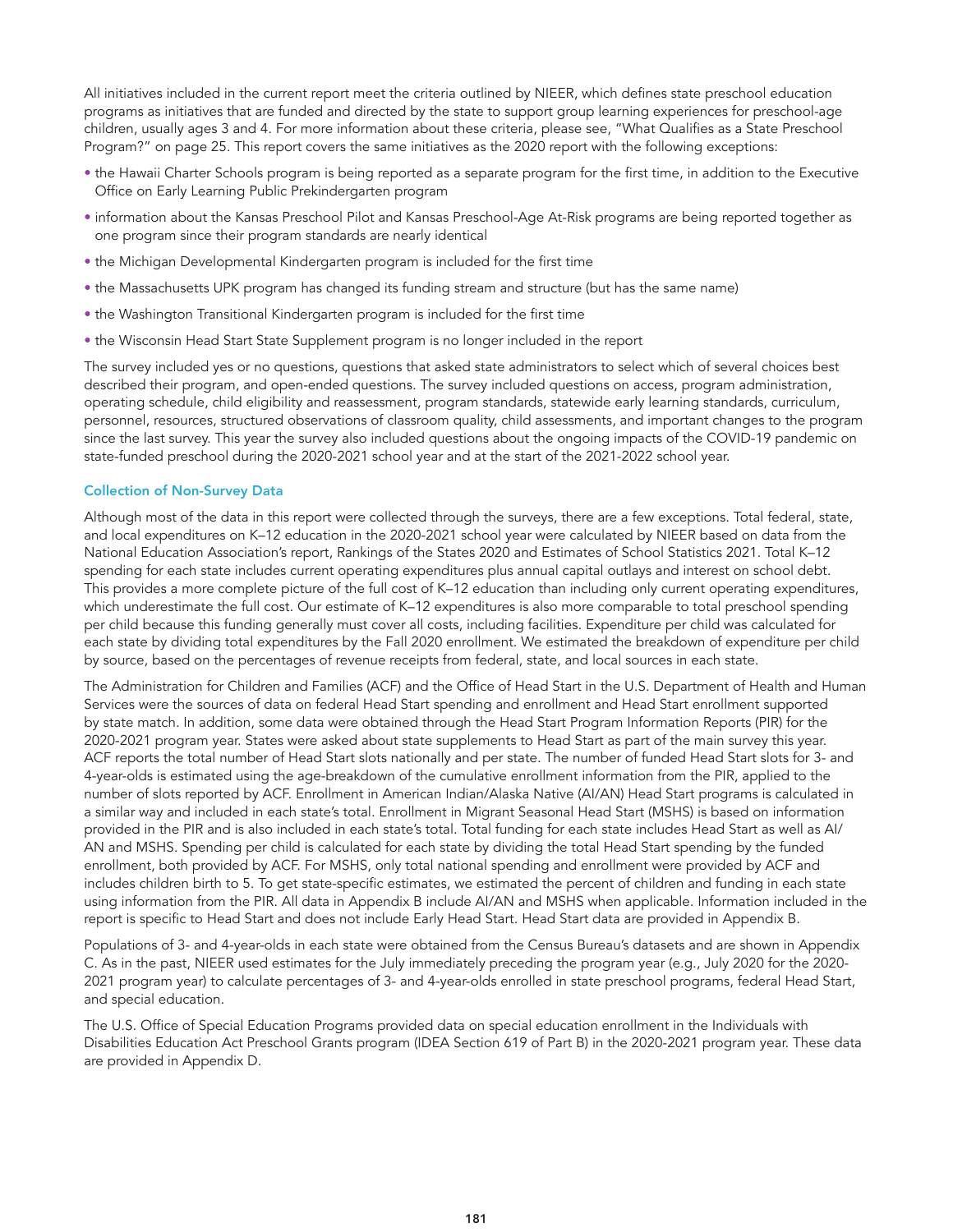All initiatives included in the current report meet the criteria outlined by NIEER, which defines state preschool education programs as initiatives that are funded and directed by the state to support group learning experiences for preschool-age children, usually ages 3 and 4. For more information about these criteria, please see, "What Qualifies as a State Preschool Program?" on page 25. This report covers the same initiatives as the 2020 report with the following exceptions:

- the Hawaii Charter Schools program is being reported as a separate program for the first time, in addition to the Executive Office on Early Learning Public Prekindergarten program
- information about the Kansas Preschool Pilot and Kansas Preschool-Age At-Risk programs are being reported together as one program since their program standards are nearly identical
- the Michigan Developmental Kindergarten program is included for the first time
- the Massachusetts UPK program has changed its funding stream and structure (but has the same name)
- the Washington Transitional Kindergarten program is included for the first time
- the Wisconsin Head Start State Supplement program is no longer included in the report

The survey included yes or no questions, questions that asked state administrators to select which of several choices best described their program, and open-ended questions. The survey included questions on access, program administration, operating schedule, child eligibility and reassessment, program standards, statewide early learning standards, curriculum, personnel, resources, structured observations of classroom quality, child assessments, and important changes to the program since the last survey. This year the survey also included questions about the ongoing impacts of the COVID-19 pandemic on state-funded preschool during the 2020-2021 school year and at the start of the 2021-2022 school year.

### Collection of Non-Survey Data

Although most of the data in this report were collected through the surveys, there are a few exceptions. Total federal, state, and local expenditures on K–12 education in the 2020-2021 school year were calculated by NIEER based on data from the National Education Association's report, Rankings of the States 2020 and Estimates of School Statistics 2021. Total K–12 spending for each state includes current operating expenditures plus annual capital outlays and interest on school debt. This provides a more complete picture of the full cost of K–12 education than including only current operating expenditures, which underestimate the full cost. Our estimate of K–12 expenditures is also more comparable to total preschool spending per child because this funding generally must cover all costs, including facilities. Expenditure per child was calculated for each state by dividing total expenditures by the Fall 2020 enrollment. We estimated the breakdown of expenditure per child by source, based on the percentages of revenue receipts from federal, state, and local sources in each state.

The Administration for Children and Families (ACF) and the Office of Head Start in the U.S. Department of Health and Human Services were the sources of data on federal Head Start spending and enrollment and Head Start enrollment supported by state match. In addition, some data were obtained through the Head Start Program Information Reports (PIR) for the 2020-2021 program year. States were asked about state supplements to Head Start as part of the main survey this year. ACF reports the total number of Head Start slots nationally and per state. The number of funded Head Start slots for 3- and 4-year-olds is estimated using the age-breakdown of the cumulative enrollment information from the PIR, applied to the number of slots reported by ACF. Enrollment in American Indian/Alaska Native (AI/AN) Head Start programs is calculated in a similar way and included in each state's total. Enrollment in Migrant Seasonal Head Start (MSHS) is based on information provided in the PIR and is also included in each state's total. Total funding for each state includes Head Start as well as AI/AN and MSHS. Spending per child is calculated for each state by dividing the total Head Start spending by the funded enrollment, both provided by ACF. For MSHS, only total national spending and enrollment were provided by ACF and includes children birth to 5. To get state-specific estimates, we estimated the percent of children and funding in each state using information from the PIR. All data in Appendix B include AI/AN and MSHS when applicable. Information included in the report is specific to Head Start and does not include Early Head Start. Head Start data are provided in Appendix B.

Populations of 3- and 4-year-olds in each state were obtained from the Census Bureau's datasets and are shown in Appendix C. As in the past, NIEER used estimates for the July immediately preceding the program year (e.g., July 2020 for the 2020-2021 program year) to calculate percentages of 3- and 4-year-olds enrolled in state preschool programs, federal Head Start, and special education.

The U.S. Office of Special Education Programs provided data on special education enrollment in the Individuals with Disabilities Education Act Preschool Grants program (IDEA Section 619 of Part B) in the 2020-2021 program year. These data are provided in Appendix D.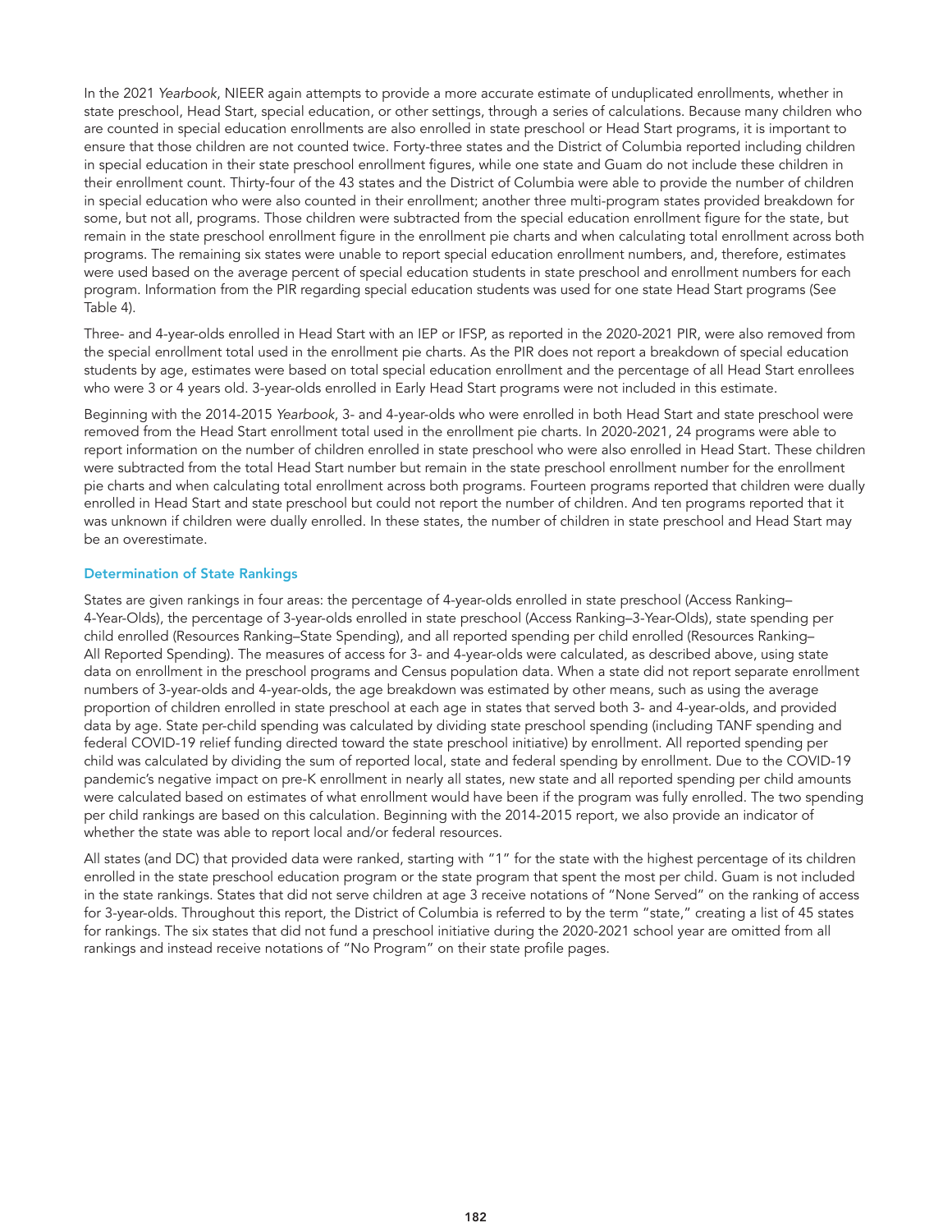In the 2021 *Yearbook*, NIEER again attempts to provide a more accurate estimate of unduplicated enrollments, whether in state preschool, Head Start, special education, or other settings, through a series of calculations. Because many children who are counted in special education enrollments are also enrolled in state preschool or Head Start programs, it is important to ensure that those children are not counted twice. Forty-three states and the District of Columbia reported including children in special education in their state preschool enrollment figures, while one state and Guam do not include these children in their enrollment count. Thirty-four of the 43 states and the District of Columbia were able to provide the number of children in special education who were also counted in their enrollment; another three multi-program states provided breakdown for some, but not all, programs. Those children were subtracted from the special education enrollment figure for the state, but remain in the state preschool enrollment figure in the enrollment pie charts and when calculating total enrollment across both programs. The remaining six states were unable to report special education enrollment numbers, and, therefore, estimates were used based on the average percent of special education students in state preschool and enrollment numbers for each program. Information from the PIR regarding special education students was used for one state Head Start programs (See Table 4).

Three- and 4-year-olds enrolled in Head Start with an IEP or IFSP, as reported in the 2020-2021 PIR, were also removed from the special enrollment total used in the enrollment pie charts. As the PIR does not report a breakdown of special education students by age, estimates were based on total special education enrollment and the percentage of all Head Start enrollees who were 3 or 4 years old. 3-year-olds enrolled in Early Head Start programs were not included in this estimate.

Beginning with the 2014-2015 *Yearbook*, 3- and 4-year-olds who were enrolled in both Head Start and state preschool were removed from the Head Start enrollment total used in the enrollment pie charts. In 2020-2021, 24 programs were able to report information on the number of children enrolled in state preschool who were also enrolled in Head Start. These children were subtracted from the total Head Start number but remain in the state preschool enrollment number for the enrollment pie charts and when calculating total enrollment across both programs. Fourteen programs reported that children were dually enrolled in Head Start and state preschool but could not report the number of children. And ten programs reported that it was unknown if children were dually enrolled. In these states, the number of children in state preschool and Head Start may be an overestimate.

### Determination of State Rankings

States are given rankings in four areas: the percentage of 4-year-olds enrolled in state preschool (Access Ranking–4-Year-Olds), the percentage of 3-year-olds enrolled in state preschool (Access Ranking–3-Year-Olds), state spending per child enrolled (Resources Ranking–State Spending), and all reported spending per child enrolled (Resources Ranking–All Reported Spending). The measures of access for 3- and 4-year-olds were calculated, as described above, using state data on enrollment in the preschool programs and Census population data. When a state did not report separate enrollment numbers of 3-year-olds and 4-year-olds, the age breakdown was estimated by other means, such as using the average proportion of children enrolled in state preschool at each age in states that served both 3- and 4-year-olds, and provided data by age. State per-child spending was calculated by dividing state preschool spending (including TANF spending and federal COVID-19 relief funding directed toward the state preschool initiative) by enrollment. All reported spending per child was calculated by dividing the sum of reported local, state and federal spending by enrollment. Due to the COVID-19 pandemic's negative impact on pre-K enrollment in nearly all states, new state and all reported spending per child amounts were calculated based on estimates of what enrollment would have been if the program was fully enrolled. The two spending per child rankings are based on this calculation. Beginning with the 2014-2015 report, we also provide an indicator of whether the state was able to report local and/or federal resources.

All states (and DC) that provided data were ranked, starting with "1" for the state with the highest percentage of its children enrolled in the state preschool education program or the state program that spent the most per child. Guam is not included in the state rankings. States that did not serve children at age 3 receive notations of "None Served" on the ranking of access for 3-year-olds. Throughout this report, the District of Columbia is referred to by the term "state," creating a list of 45 states for rankings. The six states that did not fund a preschool initiative during the 2020-2021 school year are omitted from all rankings and instead receive notations of "No Program" on their state profile pages.